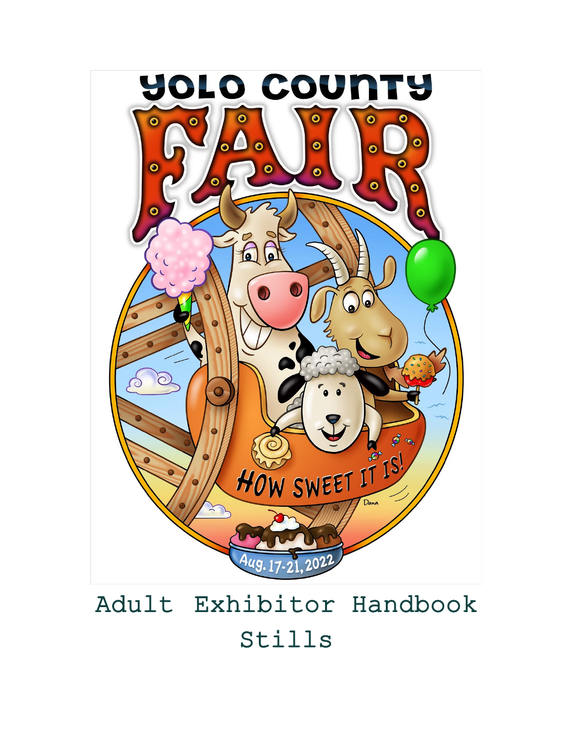# Adult Exhibitor Handbook

## Stills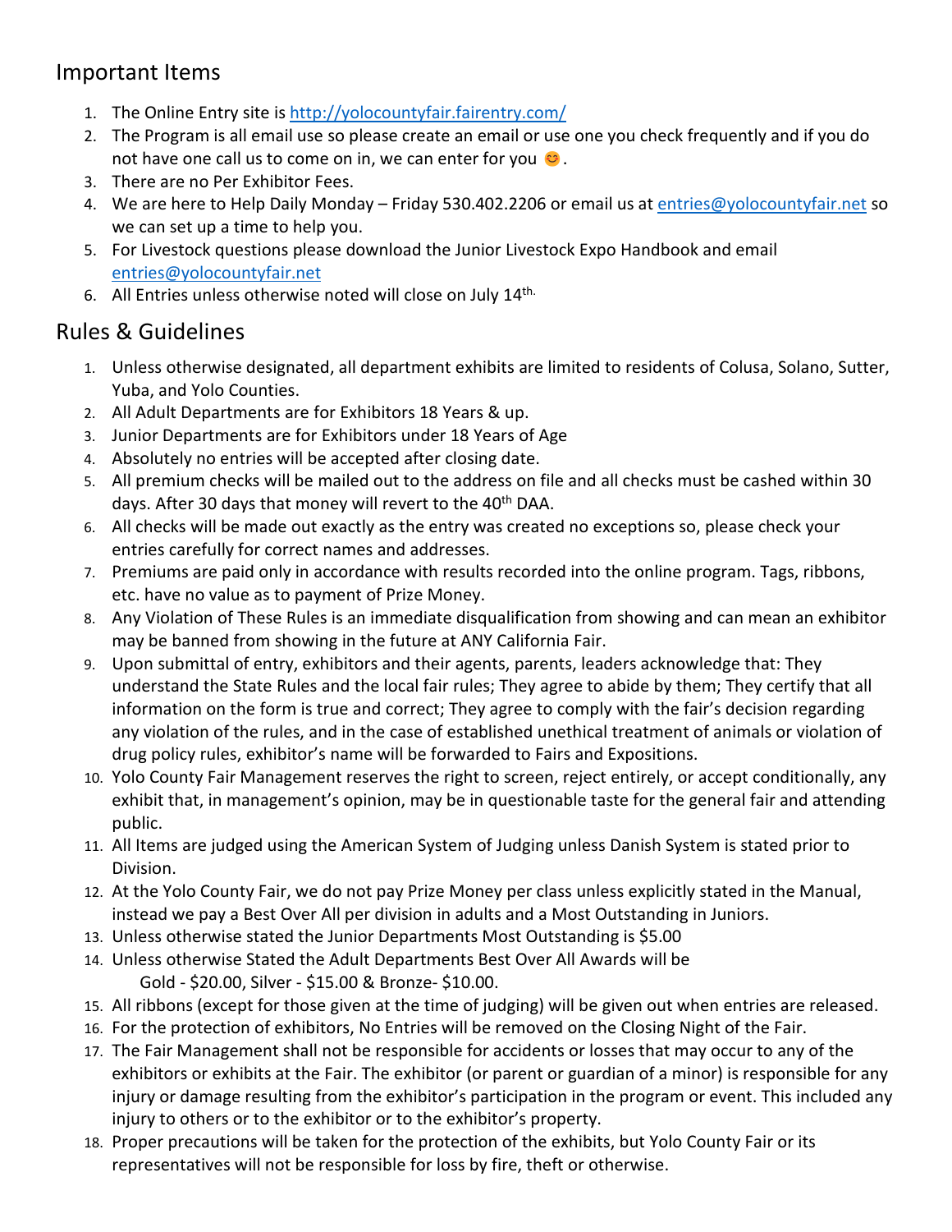## Important Items

1. The Online Entry site is http://yolocountyfair.fairentry.com/
2. The Program is all email use so please create an email or use one you check frequently and if you do not have one call us to come on in, we can enter for you 😊.
3. There are no Per Exhibitor Fees.
4. We are here to Help Daily Monday – Friday 530.402.2206 or email us at entries@yolocountyfair.net so we can set up a time to help you.
5. For Livestock questions please download the Junior Livestock Expo Handbook and email entries@yolocountyfair.net
6. All Entries unless otherwise noted will close on July 14th.

## Rules & Guidelines

1. Unless otherwise designated, all department exhibits are limited to residents of Colusa, Solano, Sutter, Yuba, and Yolo Counties.
2. All Adult Departments are for Exhibitors 18 Years & up.
3. Junior Departments are for Exhibitors under 18 Years of Age
4. Absolutely no entries will be accepted after closing date.
5. All premium checks will be mailed out to the address on file and all checks must be cashed within 30 days. After 30 days that money will revert to the 40th DAA.
6. All checks will be made out exactly as the entry was created no exceptions so, please check your entries carefully for correct names and addresses.
7. Premiums are paid only in accordance with results recorded into the online program. Tags, ribbons, etc. have no value as to payment of Prize Money.
8. Any Violation of These Rules is an immediate disqualification from showing and can mean an exhibitor may be banned from showing in the future at ANY California Fair.
9. Upon submittal of entry, exhibitors and their agents, parents, leaders acknowledge that: They understand the State Rules and the local fair rules; They agree to abide by them; They certify that all information on the form is true and correct; They agree to comply with the fair's decision regarding any violation of the rules, and in the case of established unethical treatment of animals or violation of drug policy rules, exhibitor's name will be forwarded to Fairs and Expositions.
10. Yolo County Fair Management reserves the right to screen, reject entirely, or accept conditionally, any exhibit that, in management's opinion, may be in questionable taste for the general fair and attending public.
11. All Items are judged using the American System of Judging unless Danish System is stated prior to Division.
12. At the Yolo County Fair, we do not pay Prize Money per class unless explicitly stated in the Manual, instead we pay a Best Over All per division in adults and a Most Outstanding in Juniors.
13. Unless otherwise stated the Junior Departments Most Outstanding is $5.00
14. Unless otherwise Stated the Adult Departments Best Over All Awards will be
    Gold - $20.00, Silver - $15.00 & Bronze- $10.00.
15. All ribbons (except for those given at the time of judging) will be given out when entries are released.
16. For the protection of exhibitors, No Entries will be removed on the Closing Night of the Fair.
17. The Fair Management shall not be responsible for accidents or losses that may occur to any of the exhibitors or exhibits at the Fair. The exhibitor (or parent or guardian of a minor) is responsible for any injury or damage resulting from the exhibitor's participation in the program or event. This included any injury to others or to the exhibitor or to the exhibitor's property.
18. Proper precautions will be taken for the protection of the exhibits, but Yolo County Fair or its representatives will not be responsible for loss by fire, theft or otherwise.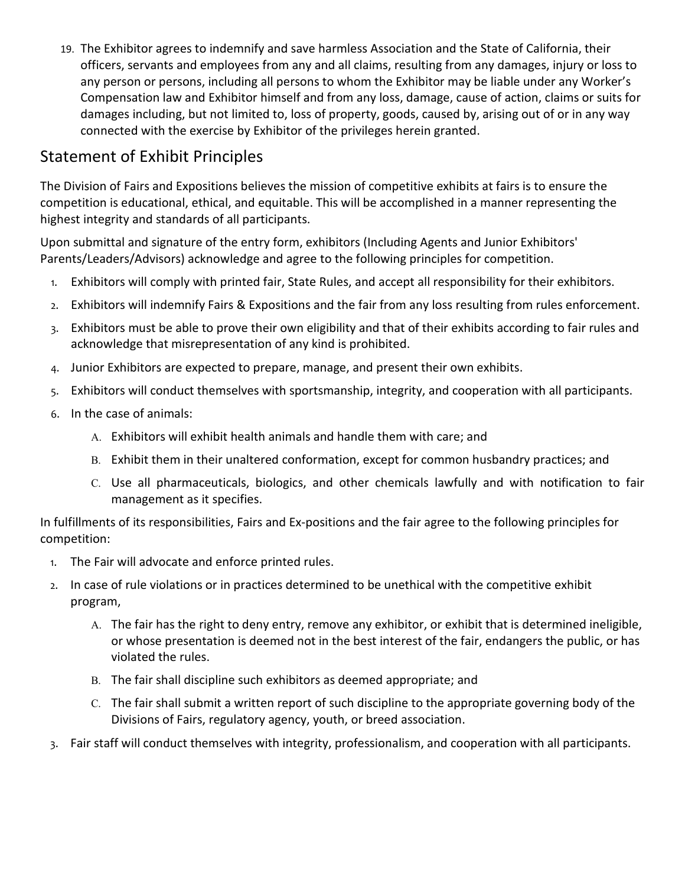19. The Exhibitor agrees to indemnify and save harmless Association and the State of California, their officers, servants and employees from any and all claims, resulting from any damages, injury or loss to any person or persons, including all persons to whom the Exhibitor may be liable under any Worker's Compensation law and Exhibitor himself and from any loss, damage, cause of action, claims or suits for damages including, but not limited to, loss of property, goods, caused by, arising out of or in any way connected with the exercise by Exhibitor of the privileges herein granted.

## Statement of Exhibit Principles

The Division of Fairs and Expositions believes the mission of competitive exhibits at fairs is to ensure the competition is educational, ethical, and equitable. This will be accomplished in a manner representing the highest integrity and standards of all participants.

Upon submittal and signature of the entry form, exhibitors (Including Agents and Junior Exhibitors' Parents/Leaders/Advisors) acknowledge and agree to the following principles for competition.

1. Exhibitors will comply with printed fair, State Rules, and accept all responsibility for their exhibitors.
2. Exhibitors will indemnify Fairs & Expositions and the fair from any loss resulting from rules enforcement.
3. Exhibitors must be able to prove their own eligibility and that of their exhibits according to fair rules and acknowledge that misrepresentation of any kind is prohibited.
4. Junior Exhibitors are expected to prepare, manage, and present their own exhibits.
5. Exhibitors will conduct themselves with sportsmanship, integrity, and cooperation with all participants.
6. In the case of animals:
   - A. Exhibitors will exhibit health animals and handle them with care; and
   - B. Exhibit them in their unaltered conformation, except for common husbandry practices; and
   - C. Use all pharmaceuticals, biologics, and other chemicals lawfully and with notification to fair management as it specifies.

In fulfillments of its responsibilities, Fairs and Ex-positions and the fair agree to the following principles for competition:

1. The Fair will advocate and enforce printed rules.
2. In case of rule violations or in practices determined to be unethical with the competitive exhibit program,
   - A. The fair has the right to deny entry, remove any exhibitor, or exhibit that is determined ineligible, or whose presentation is deemed not in the best interest of the fair, endangers the public, or has violated the rules.
   - B. The fair shall discipline such exhibitors as deemed appropriate; and
   - C. The fair shall submit a written report of such discipline to the appropriate governing body of the Divisions of Fairs, regulatory agency, youth, or breed association.
3. Fair staff will conduct themselves with integrity, professionalism, and cooperation with all participants.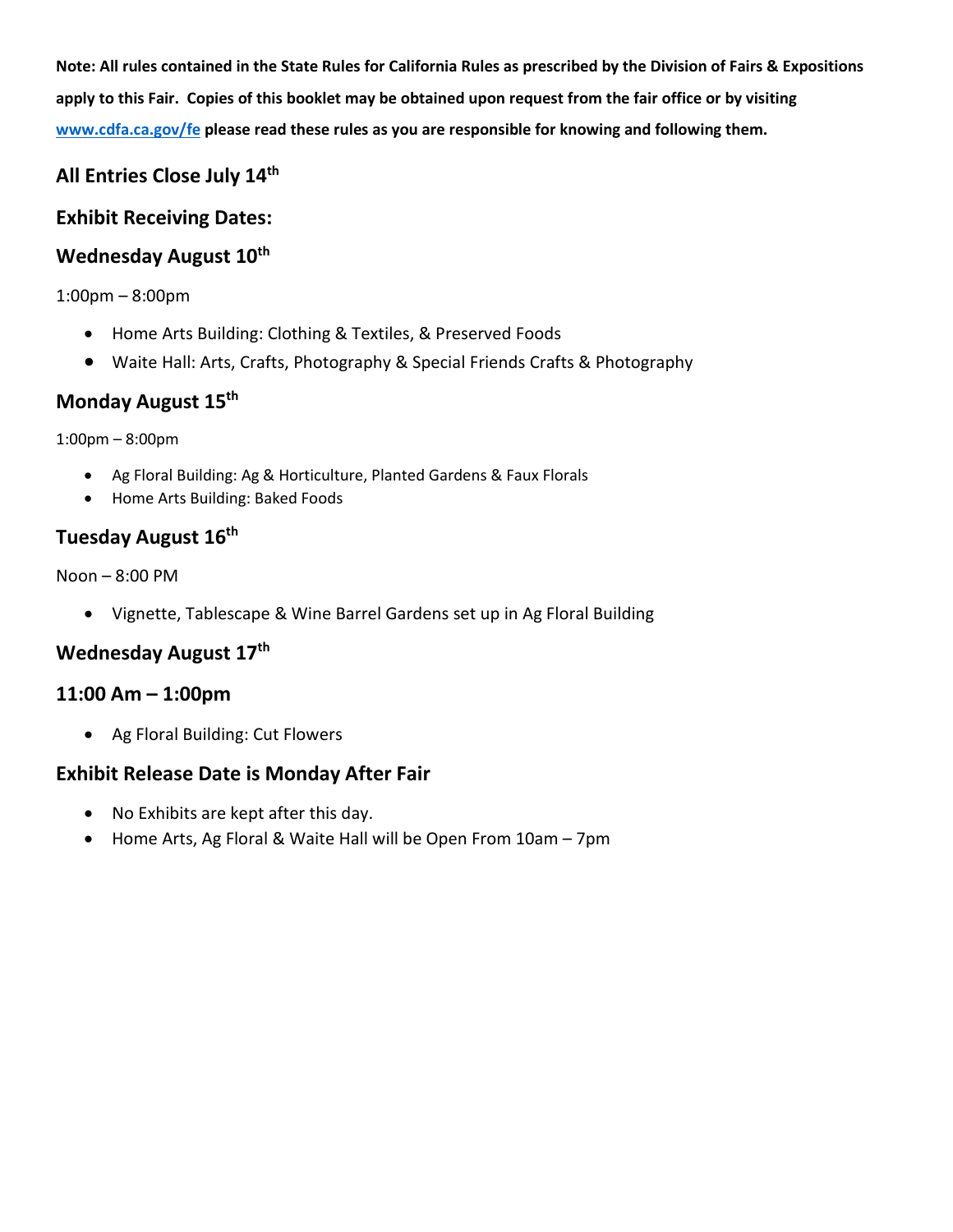**Note: All rules contained in the State Rules for California Rules as prescribed by the Division of Fairs & Expositions apply to this Fair. Copies of this booklet may be obtained upon request from the fair office or by visiting [www.cdfa.ca.gov/fe](http://www.cdfa.ca.gov/fe) please read these rules as you are responsible for knowing and following them.**

## All Entries Close July 14th

## Exhibit Receiving Dates:

## Wednesday August 10th

1:00pm – 8:00pm

- Home Arts Building: Clothing & Textiles, & Preserved Foods
- Waite Hall: Arts, Crafts, Photography & Special Friends Crafts & Photography

## Monday August 15th

1:00pm – 8:00pm

- Ag Floral Building: Ag & Horticulture, Planted Gardens & Faux Florals
- Home Arts Building: Baked Foods

## Tuesday August 16th

Noon – 8:00 PM

- Vignette, Tablescape & Wine Barrel Gardens set up in Ag Floral Building

## Wednesday August 17th

## 11:00 Am – 1:00pm

- Ag Floral Building: Cut Flowers

## Exhibit Release Date is Monday After Fair

- No Exhibits are kept after this day.
- Home Arts, Ag Floral & Waite Hall will be Open From 10am – 7pm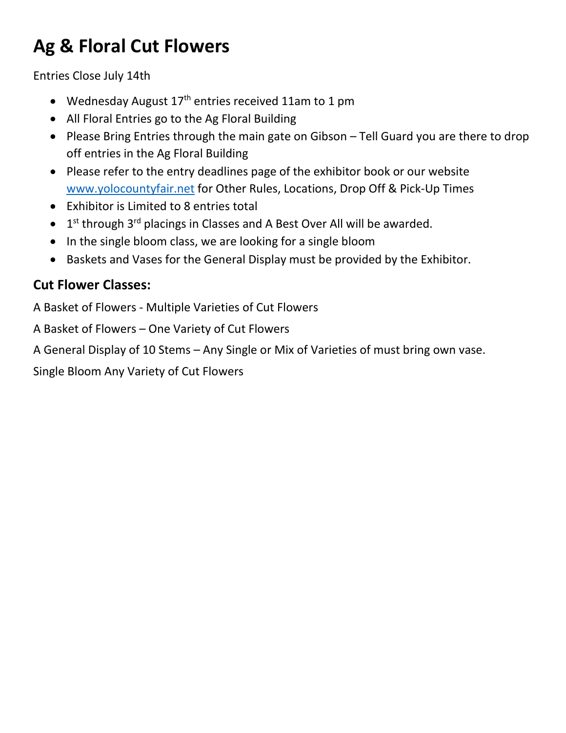# Ag & Floral Cut Flowers

Entries Close July 14th

- Wednesday August 17th entries received 11am to 1 pm
- All Floral Entries go to the Ag Floral Building
- Please Bring Entries through the main gate on Gibson – Tell Guard you are there to drop off entries in the Ag Floral Building
- Please refer to the entry deadlines page of the exhibitor book or our website www.yolocountyfair.net for Other Rules, Locations, Drop Off & Pick-Up Times
- Exhibitor is Limited to 8 entries total
- 1st through 3rd placings in Classes and A Best Over All will be awarded.
- In the single bloom class, we are looking for a single bloom
- Baskets and Vases for the General Display must be provided by the Exhibitor.

### Cut Flower Classes:

A Basket of Flowers - Multiple Varieties of Cut Flowers

A Basket of Flowers – One Variety of Cut Flowers

A General Display of 10 Stems – Any Single or Mix of Varieties of must bring own vase.

Single Bloom Any Variety of Cut Flowers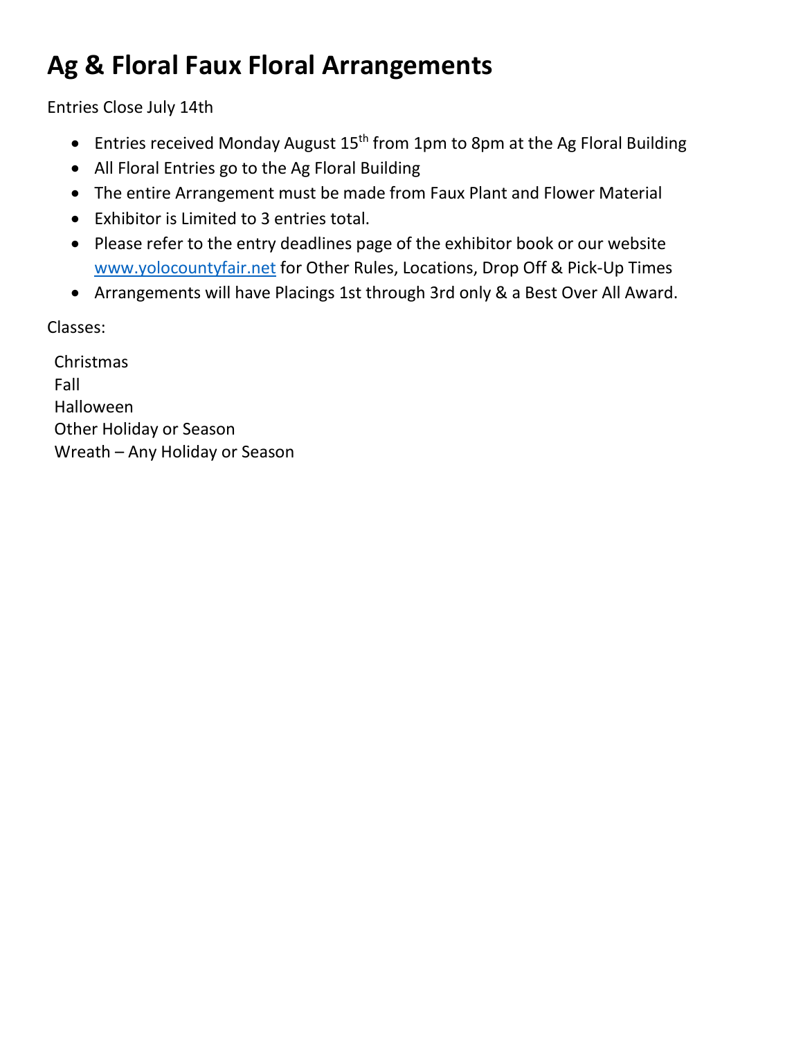# Ag & Floral Faux Floral Arrangements

Entries Close July 14th

- Entries received Monday August 15th from 1pm to 8pm at the Ag Floral Building
- All Floral Entries go to the Ag Floral Building
- The entire Arrangement must be made from Faux Plant and Flower Material
- Exhibitor is Limited to 3 entries total.
- Please refer to the entry deadlines page of the exhibitor book or our website www.yolocountyfair.net for Other Rules, Locations, Drop Off & Pick-Up Times
- Arrangements will have Placings 1st through 3rd only & a Best Over All Award.

Classes:

Christmas
Fall
Halloween
Other Holiday or Season
Wreath – Any Holiday or Season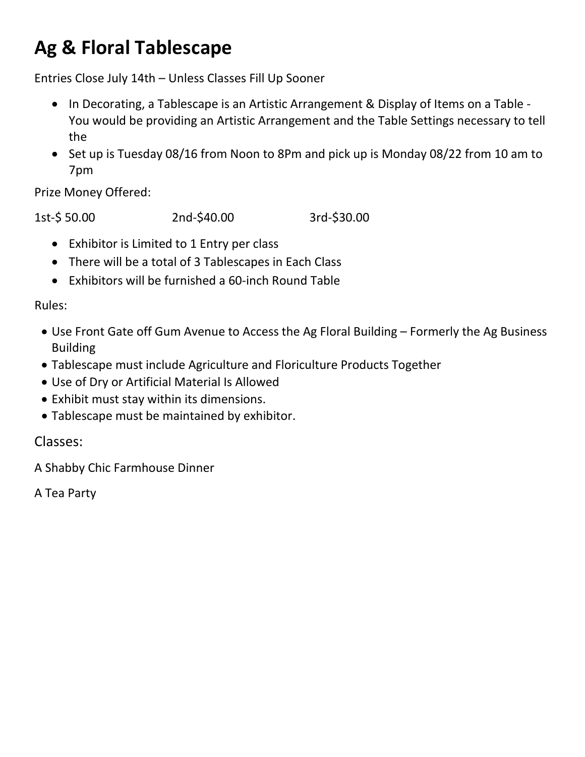# Ag & Floral Tablescape

Entries Close July 14th – Unless Classes Fill Up Sooner

- In Decorating, a Tablescape is an Artistic Arrangement & Display of Items on a Table - You would be providing an Artistic Arrangement and the Table Settings necessary to tell the
- Set up is Tuesday 08/16 from Noon to 8Pm and pick up is Monday 08/22 from 10 am to 7pm

Prize Money Offered:

1st-$ 50.00 2nd-$40.00 3rd-$30.00

- Exhibitor is Limited to 1 Entry per class
- There will be a total of 3 Tablescapes in Each Class
- Exhibitors will be furnished a 60-inch Round Table

Rules:

- Use Front Gate off Gum Avenue to Access the Ag Floral Building – Formerly the Ag Business Building
- Tablescape must include Agriculture and Floriculture Products Together
- Use of Dry or Artificial Material Is Allowed
- Exhibit must stay within its dimensions.
- Tablescape must be maintained by exhibitor.

Classes:

A Shabby Chic Farmhouse Dinner

A Tea Party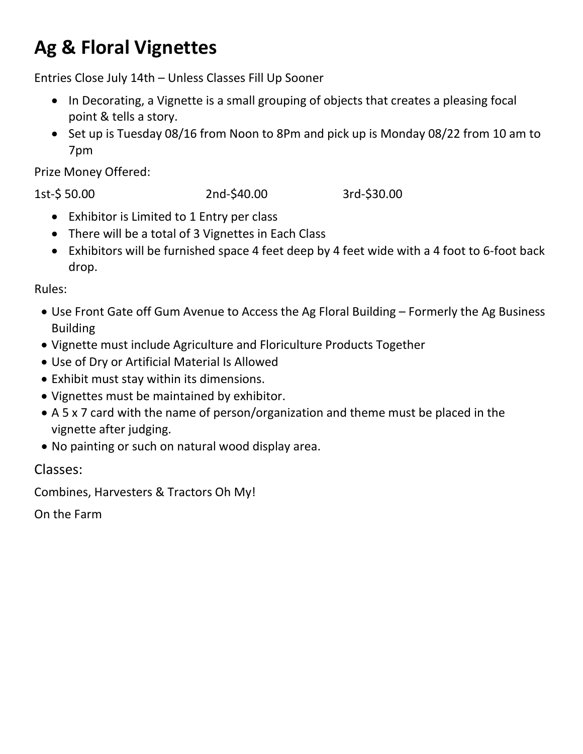# Ag & Floral Vignettes

Entries Close July 14th – Unless Classes Fill Up Sooner

- In Decorating, a Vignette is a small grouping of objects that creates a pleasing focal point & tells a story.
- Set up is Tuesday 08/16 from Noon to 8Pm and pick up is Monday 08/22 from 10 am to 7pm

Prize Money Offered:

1st-$ 50.00 2nd-$40.00 3rd-$30.00

- Exhibitor is Limited to 1 Entry per class
- There will be a total of 3 Vignettes in Each Class
- Exhibitors will be furnished space 4 feet deep by 4 feet wide with a 4 foot to 6-foot back drop.

Rules:

- Use Front Gate off Gum Avenue to Access the Ag Floral Building – Formerly the Ag Business Building
- Vignette must include Agriculture and Floriculture Products Together
- Use of Dry or Artificial Material Is Allowed
- Exhibit must stay within its dimensions.
- Vignettes must be maintained by exhibitor.
- A 5 x 7 card with the name of person/organization and theme must be placed in the vignette after judging.
- No painting or such on natural wood display area.

Classes:

Combines, Harvesters & Tractors Oh My!

On the Farm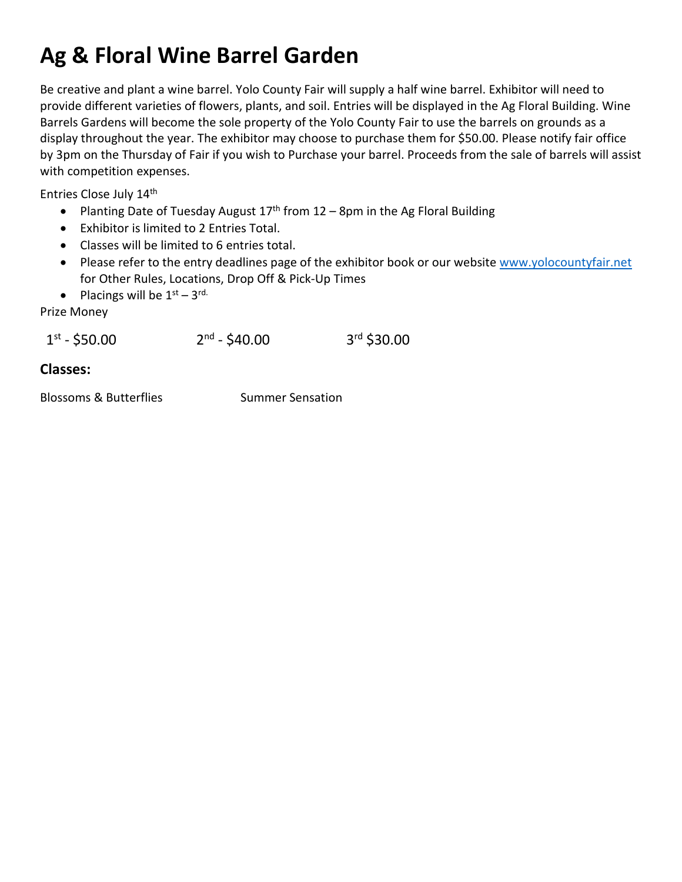# Ag & Floral Wine Barrel Garden

Be creative and plant a wine barrel. Yolo County Fair will supply a half wine barrel. Exhibitor will need to provide different varieties of flowers, plants, and soil. Entries will be displayed in the Ag Floral Building. Wine Barrels Gardens will become the sole property of the Yolo County Fair to use the barrels on grounds as a display throughout the year. The exhibitor may choose to purchase them for $50.00. Please notify fair office by 3pm on the Thursday of Fair if you wish to Purchase your barrel. Proceeds from the sale of barrels will assist with competition expenses.

Entries Close July 14th

- Planting Date of Tuesday August 17th from 12 – 8pm in the Ag Floral Building
- Exhibitor is limited to 2 Entries Total.
- Classes will be limited to 6 entries total.
- Please refer to the entry deadlines page of the exhibitor book or our website [www.yolocountyfair.net](http://www.yolocountyfair.net) for Other Rules, Locations, Drop Off & Pick-Up Times
- Placings will be 1st – 3rd.

Prize Money

1st - $50.00 2nd - $40.00 3rd $30.00

### Classes:

Blossoms & Butterflies

Summer Sensation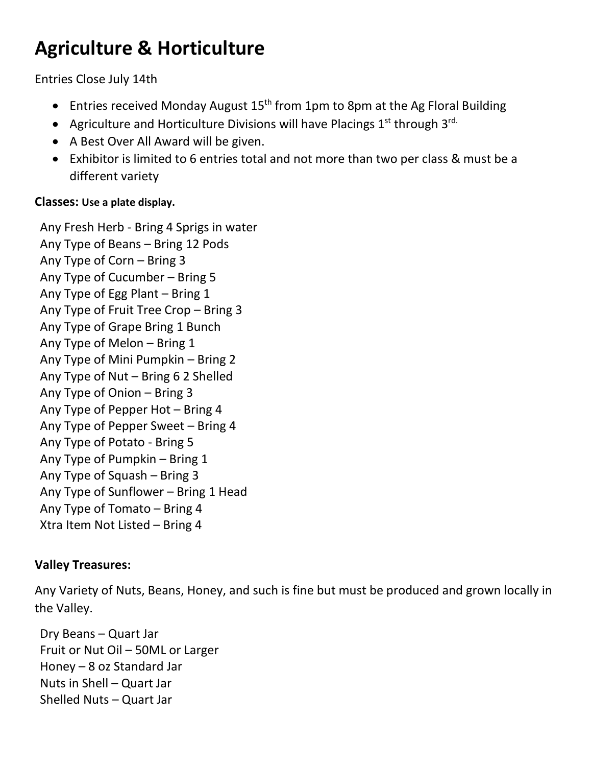# Agriculture & Horticulture

Entries Close July 14th

- Entries received Monday August 15th from 1pm to 8pm at the Ag Floral Building
- Agriculture and Horticulture Divisions will have Placings 1st through 3rd.
- A Best Over All Award will be given.
- Exhibitor is limited to 6 entries total and not more than two per class & must be a different variety

**Classes: Use a plate display.**

Any Fresh Herb - Bring 4 Sprigs in water
Any Type of Beans – Bring 12 Pods
Any Type of Corn – Bring 3
Any Type of Cucumber – Bring 5
Any Type of Egg Plant – Bring 1
Any Type of Fruit Tree Crop – Bring 3
Any Type of Grape Bring 1 Bunch
Any Type of Melon – Bring 1
Any Type of Mini Pumpkin – Bring 2
Any Type of Nut – Bring 6 2 Shelled
Any Type of Onion – Bring 3
Any Type of Pepper Hot – Bring 4
Any Type of Pepper Sweet – Bring 4
Any Type of Potato - Bring 5
Any Type of Pumpkin – Bring 1
Any Type of Squash – Bring 3
Any Type of Sunflower – Bring 1 Head
Any Type of Tomato – Bring 4
Xtra Item Not Listed – Bring 4

**Valley Treasures:**

Any Variety of Nuts, Beans, Honey, and such is fine but must be produced and grown locally in the Valley.

Dry Beans – Quart Jar
Fruit or Nut Oil – 50ML or Larger
Honey – 8 oz Standard Jar
Nuts in Shell – Quart Jar
Shelled Nuts – Quart Jar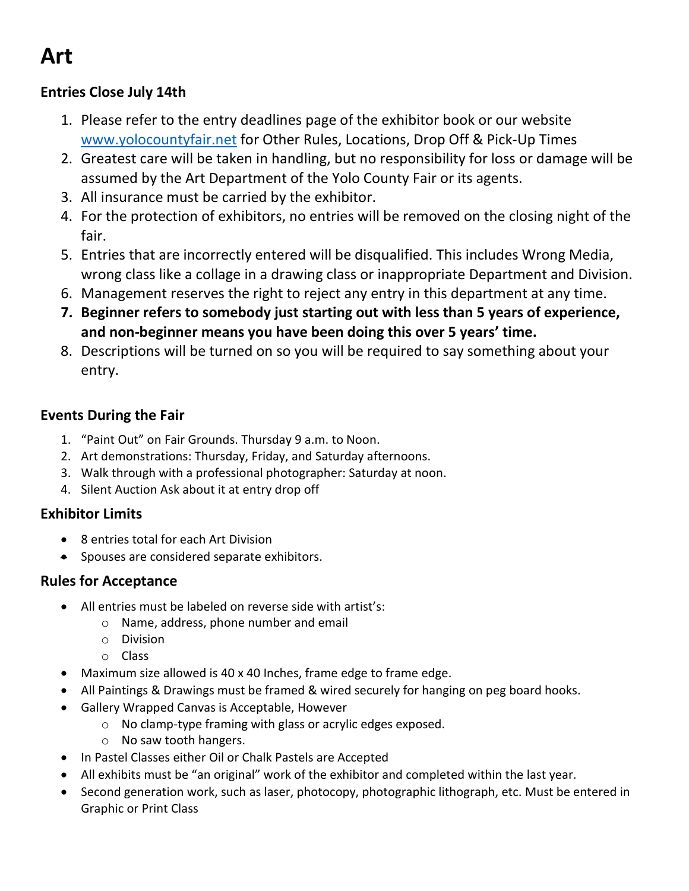# Art

### Entries Close July 14th

1. Please refer to the entry deadlines page of the exhibitor book or our website [www.yolocountyfair.net](http://www.yolocountyfair.net) for Other Rules, Locations, Drop Off & Pick-Up Times
2. Greatest care will be taken in handling, but no responsibility for loss or damage will be assumed by the Art Department of the Yolo County Fair or its agents.
3. All insurance must be carried by the exhibitor.
4. For the protection of exhibitors, no entries will be removed on the closing night of the fair.
5. Entries that are incorrectly entered will be disqualified. This includes Wrong Media, wrong class like a collage in a drawing class or inappropriate Department and Division.
6. Management reserves the right to reject any entry in this department at any time.
7. **Beginner refers to somebody just starting out with less than 5 years of experience, and non-beginner means you have been doing this over 5 years' time.**
8. Descriptions will be turned on so you will be required to say something about your entry.

### Events During the Fair

1. "Paint Out" on Fair Grounds. Thursday 9 a.m. to Noon.
2. Art demonstrations: Thursday, Friday, and Saturday afternoons.
3. Walk through with a professional photographer: Saturday at noon.
4. Silent Auction Ask about it at entry drop off

### Exhibitor Limits

- 8 entries total for each Art Division
- Spouses are considered separate exhibitors.

### Rules for Acceptance

- All entries must be labeled on reverse side with artist's:
  - Name, address, phone number and email
  - Division
  - Class
- Maximum size allowed is 40 x 40 Inches, frame edge to frame edge.
- All Paintings & Drawings must be framed & wired securely for hanging on peg board hooks.
- Gallery Wrapped Canvas is Acceptable, However
  - No clamp-type framing with glass or acrylic edges exposed.
  - No saw tooth hangers.
- In Pastel Classes either Oil or Chalk Pastels are Accepted
- All exhibits must be "an original" work of the exhibitor and completed within the last year.
- Second generation work, such as laser, photocopy, photographic lithograph, etc. Must be entered in Graphic or Print Class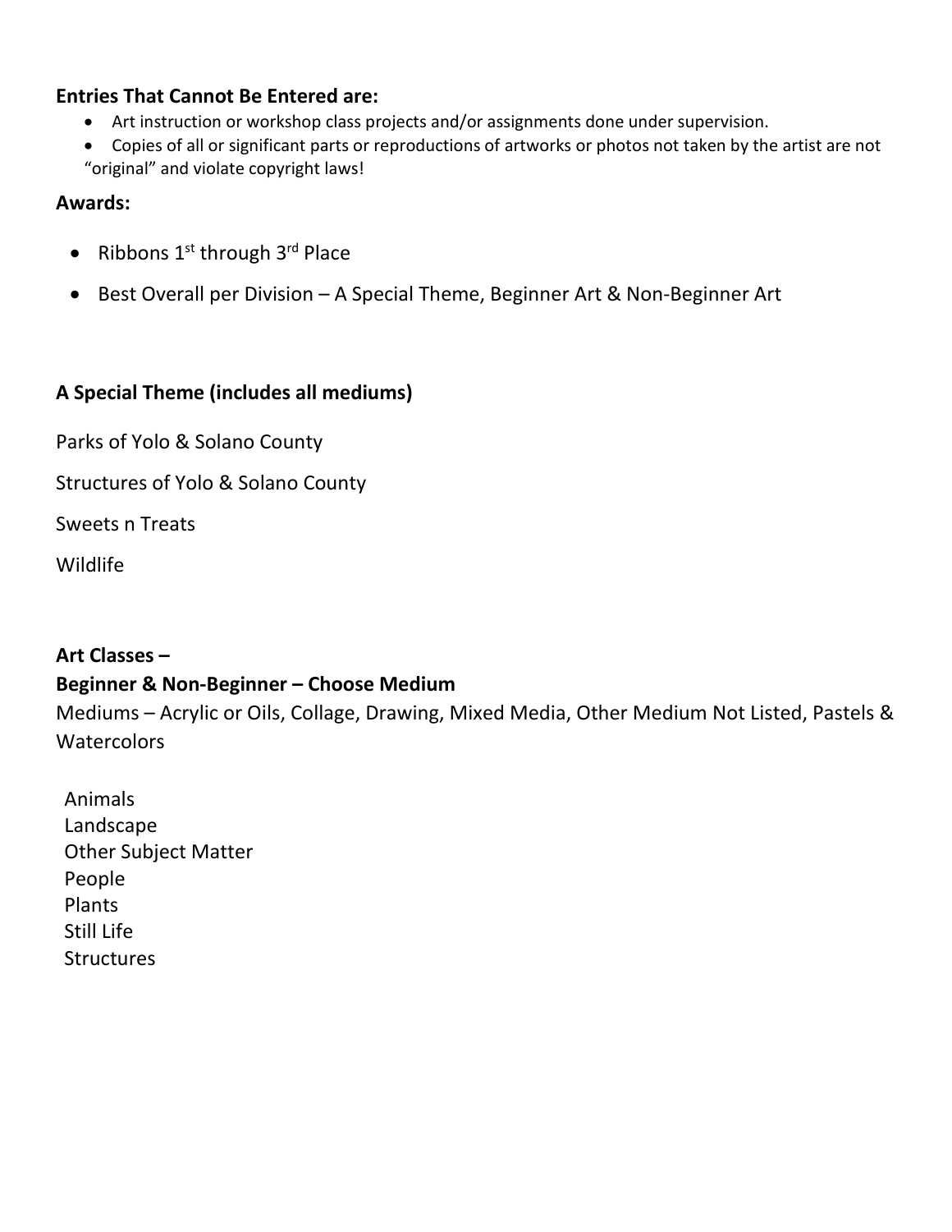**Entries That Cannot Be Entered are:**

- Art instruction or workshop class projects and/or assignments done under supervision.
- Copies of all or significant parts or reproductions of artworks or photos not taken by the artist are not "original" and violate copyright laws!

**Awards:**

- Ribbons 1st through 3rd Place
- Best Overall per Division – A Special Theme, Beginner Art & Non-Beginner Art

**A Special Theme (includes all mediums)**

Parks of Yolo & Solano County

Structures of Yolo & Solano County

Sweets n Treats

Wildlife

**Art Classes –**

**Beginner & Non-Beginner – Choose Medium**

Mediums – Acrylic or Oils, Collage, Drawing, Mixed Media, Other Medium Not Listed, Pastels & Watercolors

Animals
Landscape
Other Subject Matter
People
Plants
Still Life
Structures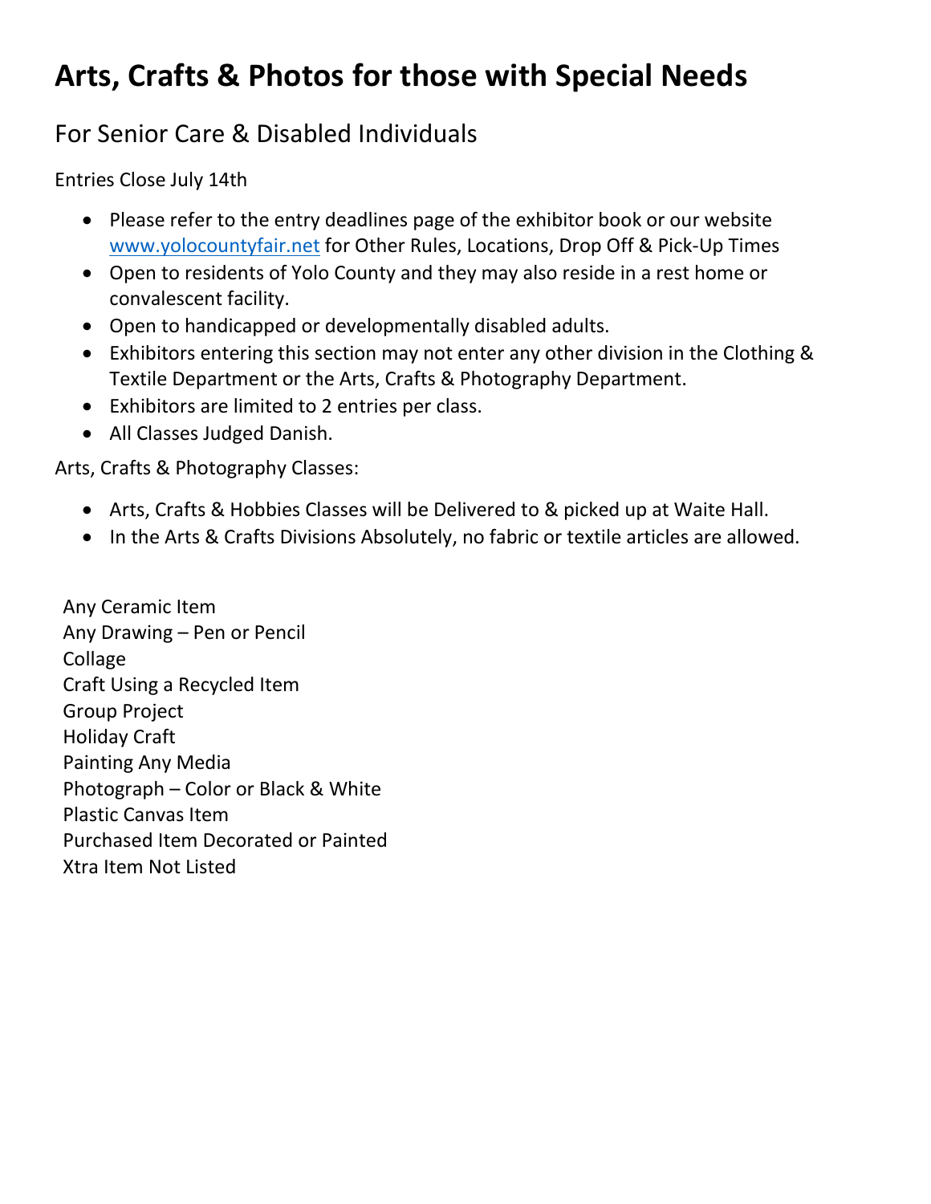# Arts, Crafts & Photos for those with Special Needs

## For Senior Care & Disabled Individuals

Entries Close July 14th

- Please refer to the entry deadlines page of the exhibitor book or our website www.yolocountyfair.net for Other Rules, Locations, Drop Off & Pick-Up Times
- Open to residents of Yolo County and they may also reside in a rest home or convalescent facility.
- Open to handicapped or developmentally disabled adults.
- Exhibitors entering this section may not enter any other division in the Clothing & Textile Department or the Arts, Crafts & Photography Department.
- Exhibitors are limited to 2 entries per class.
- All Classes Judged Danish.

Arts, Crafts & Photography Classes:

- Arts, Crafts & Hobbies Classes will be Delivered to & picked up at Waite Hall.
- In the Arts & Crafts Divisions Absolutely, no fabric or textile articles are allowed.

Any Ceramic Item
Any Drawing – Pen or Pencil
Collage
Craft Using a Recycled Item
Group Project
Holiday Craft
Painting Any Media
Photograph – Color or Black & White
Plastic Canvas Item
Purchased Item Decorated or Painted
Xtra Item Not Listed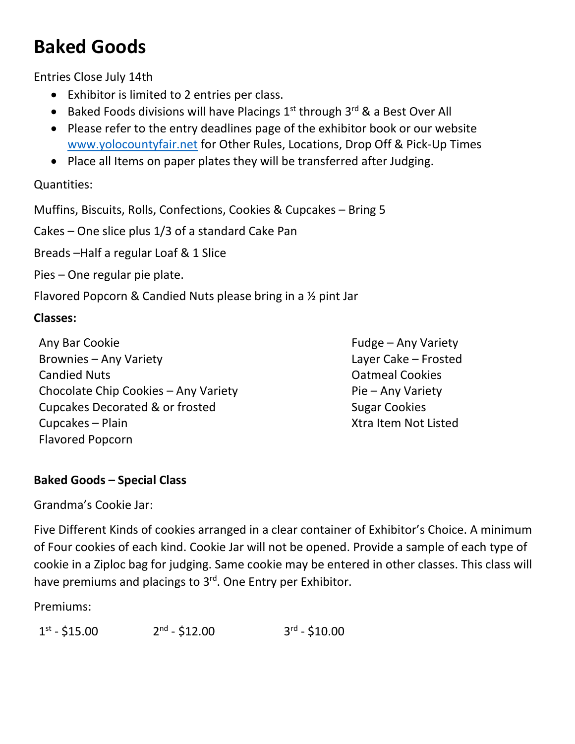# Baked Goods

Entries Close July 14th

- Exhibitor is limited to 2 entries per class.
- Baked Foods divisions will have Placings 1st through 3rd & a Best Over All
- Please refer to the entry deadlines page of the exhibitor book or our website www.yolocountyfair.net for Other Rules, Locations, Drop Off & Pick-Up Times
- Place all Items on paper plates they will be transferred after Judging.

Quantities:

Muffins, Biscuits, Rolls, Confections, Cookies & Cupcakes – Bring 5

Cakes – One slice plus 1/3 of a standard Cake Pan

Breads –Half a regular Loaf & 1 Slice

Pies – One regular pie plate.

Flavored Popcorn & Candied Nuts please bring in a ½ pint Jar

**Classes:**

Any Bar Cookie
Brownies – Any Variety
Candied Nuts
Chocolate Chip Cookies – Any Variety
Cupcakes Decorated & or frosted
Cupcakes – Plain
Flavored Popcorn
Fudge – Any Variety
Layer Cake – Frosted
Oatmeal Cookies
Pie – Any Variety
Sugar Cookies
Xtra Item Not Listed

**Baked Goods – Special Class**

Grandma's Cookie Jar:

Five Different Kinds of cookies arranged in a clear container of Exhibitor's Choice. A minimum of Four cookies of each kind. Cookie Jar will not be opened. Provide a sample of each type of cookie in a Ziploc bag for judging. Same cookie may be entered in other classes. This class will have premiums and placings to 3rd. One Entry per Exhibitor.

Premiums:

1st - $15.00 2nd - $12.00 3rd - $10.00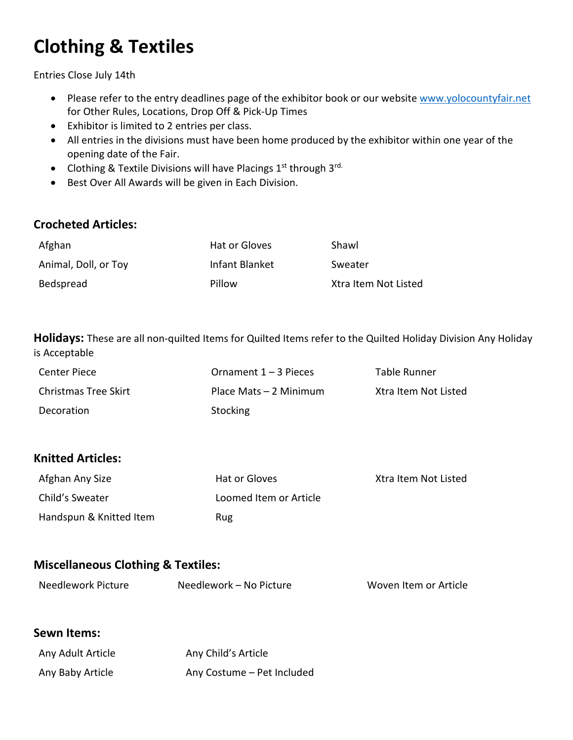# Clothing & Textiles

Entries Close July 14th

- Please refer to the entry deadlines page of the exhibitor book or our website www.yolocountyfair.net for Other Rules, Locations, Drop Off & Pick-Up Times
- Exhibitor is limited to 2 entries per class.
- All entries in the divisions must have been home produced by the exhibitor within one year of the opening date of the Fair.
- Clothing & Textile Divisions will have Placings 1st through 3rd.
- Best Over All Awards will be given in Each Division.

### Crocheted Articles:

| | | |
|---|---|---|
| Afghan | Hat or Gloves | Shawl |
| Animal, Doll, or Toy | Infant Blanket | Sweater |
| Bedspread | Pillow | Xtra Item Not Listed |

**Holidays:** These are all non-quilted Items for Quilted Items refer to the Quilted Holiday Division Any Holiday is Acceptable

| | | |
|---|---|---|
| Center Piece | Ornament 1 – 3 Pieces | Table Runner |
| Christmas Tree Skirt | Place Mats – 2 Minimum | Xtra Item Not Listed |
| Decoration | Stocking | |

### Knitted Articles:

| | | |
|---|---|---|
| Afghan Any Size | Hat or Gloves | Xtra Item Not Listed |
| Child's Sweater | Loomed Item or Article | |
| Handspun & Knitted Item | Rug | |

### Miscellaneous Clothing & Textiles:

| | | |
|---|---|---|
| Needlework Picture | Needlework – No Picture | Woven Item or Article |

### Sewn Items:

| | |
|---|---|
| Any Adult Article | Any Child's Article |
| Any Baby Article | Any Costume – Pet Included |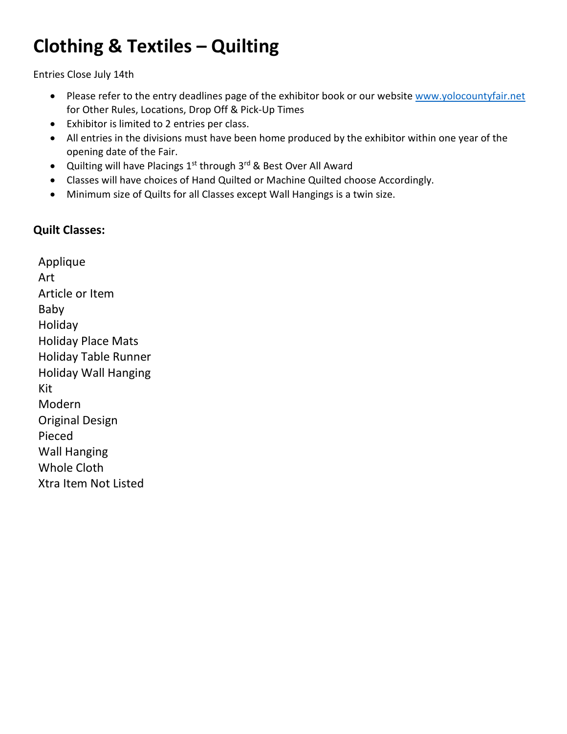# Clothing & Textiles – Quilting

Entries Close July 14th

- Please refer to the entry deadlines page of the exhibitor book or our website www.yolocountyfair.net for Other Rules, Locations, Drop Off & Pick-Up Times
- Exhibitor is limited to 2 entries per class.
- All entries in the divisions must have been home produced by the exhibitor within one year of the opening date of the Fair.
- Quilting will have Placings 1st through 3rd & Best Over All Award
- Classes will have choices of Hand Quilted or Machine Quilted choose Accordingly.
- Minimum size of Quilts for all Classes except Wall Hangings is a twin size.

**Quilt Classes:**

Applique
Art
Article or Item
Baby
Holiday
Holiday Place Mats
Holiday Table Runner
Holiday Wall Hanging
Kit
Modern
Original Design
Pieced
Wall Hanging
Whole Cloth
Xtra Item Not Listed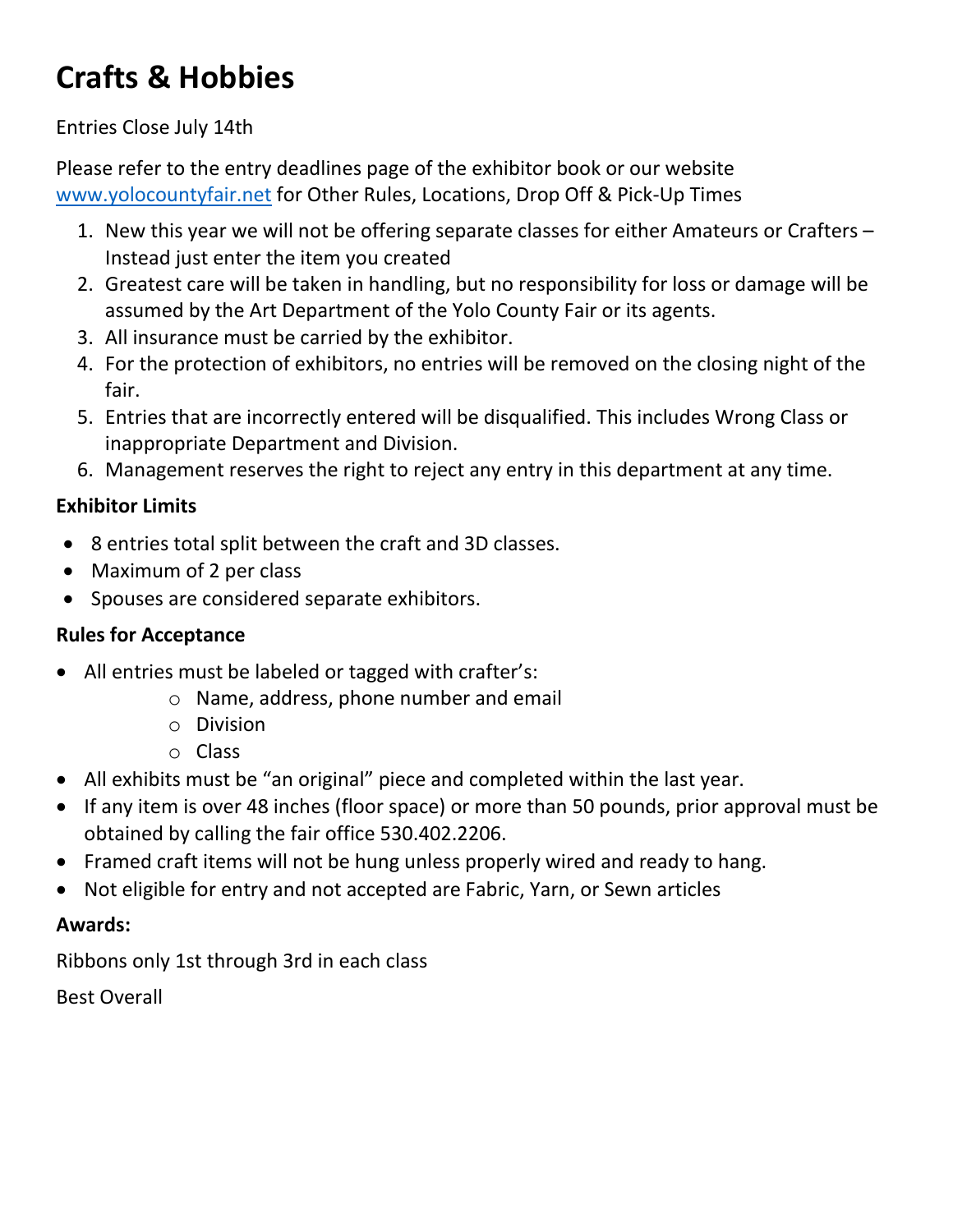# Crafts & Hobbies

Entries Close July 14th

Please refer to the entry deadlines page of the exhibitor book or our website [www.yolocountyfair.net](http://www.yolocountyfair.net) for Other Rules, Locations, Drop Off & Pick-Up Times

1. New this year we will not be offering separate classes for either Amateurs or Crafters – Instead just enter the item you created
2. Greatest care will be taken in handling, but no responsibility for loss or damage will be assumed by the Art Department of the Yolo County Fair or its agents.
3. All insurance must be carried by the exhibitor.
4. For the protection of exhibitors, no entries will be removed on the closing night of the fair.
5. Entries that are incorrectly entered will be disqualified. This includes Wrong Class or inappropriate Department and Division.
6. Management reserves the right to reject any entry in this department at any time.

**Exhibitor Limits**

- 8 entries total split between the craft and 3D classes.
- Maximum of 2 per class
- Spouses are considered separate exhibitors.

**Rules for Acceptance**

- All entries must be labeled or tagged with crafter's:
  - Name, address, phone number and email
  - Division
  - Class
- All exhibits must be "an original" piece and completed within the last year.
- If any item is over 48 inches (floor space) or more than 50 pounds, prior approval must be obtained by calling the fair office 530.402.2206.
- Framed craft items will not be hung unless properly wired and ready to hang.
- Not eligible for entry and not accepted are Fabric, Yarn, or Sewn articles

**Awards:**

Ribbons only 1st through 3rd in each class

Best Overall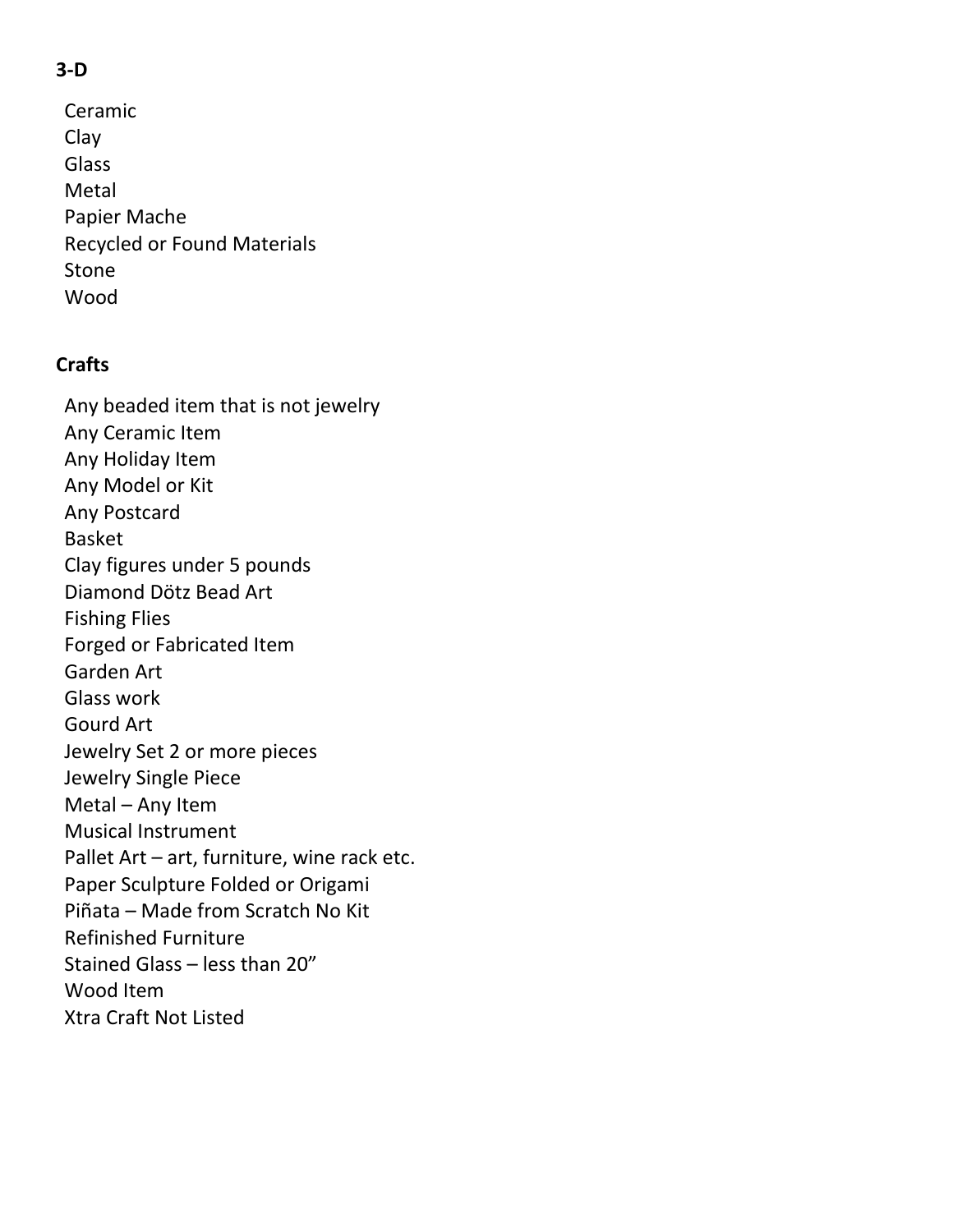**3-D**

Ceramic
Clay
Glass
Metal
Papier Mache
Recycled or Found Materials
Stone
Wood

**Crafts**

Any beaded item that is not jewelry
Any Ceramic Item
Any Holiday Item
Any Model or Kit
Any Postcard
Basket
Clay figures under 5 pounds
Diamond Dötz Bead Art
Fishing Flies
Forged or Fabricated Item
Garden Art
Glass work
Gourd Art
Jewelry Set 2 or more pieces
Jewelry Single Piece
Metal – Any Item
Musical Instrument
Pallet Art – art, furniture, wine rack etc.
Paper Sculpture Folded or Origami
Piñata – Made from Scratch No Kit
Refinished Furniture
Stained Glass – less than 20”
Wood Item
Xtra Craft Not Listed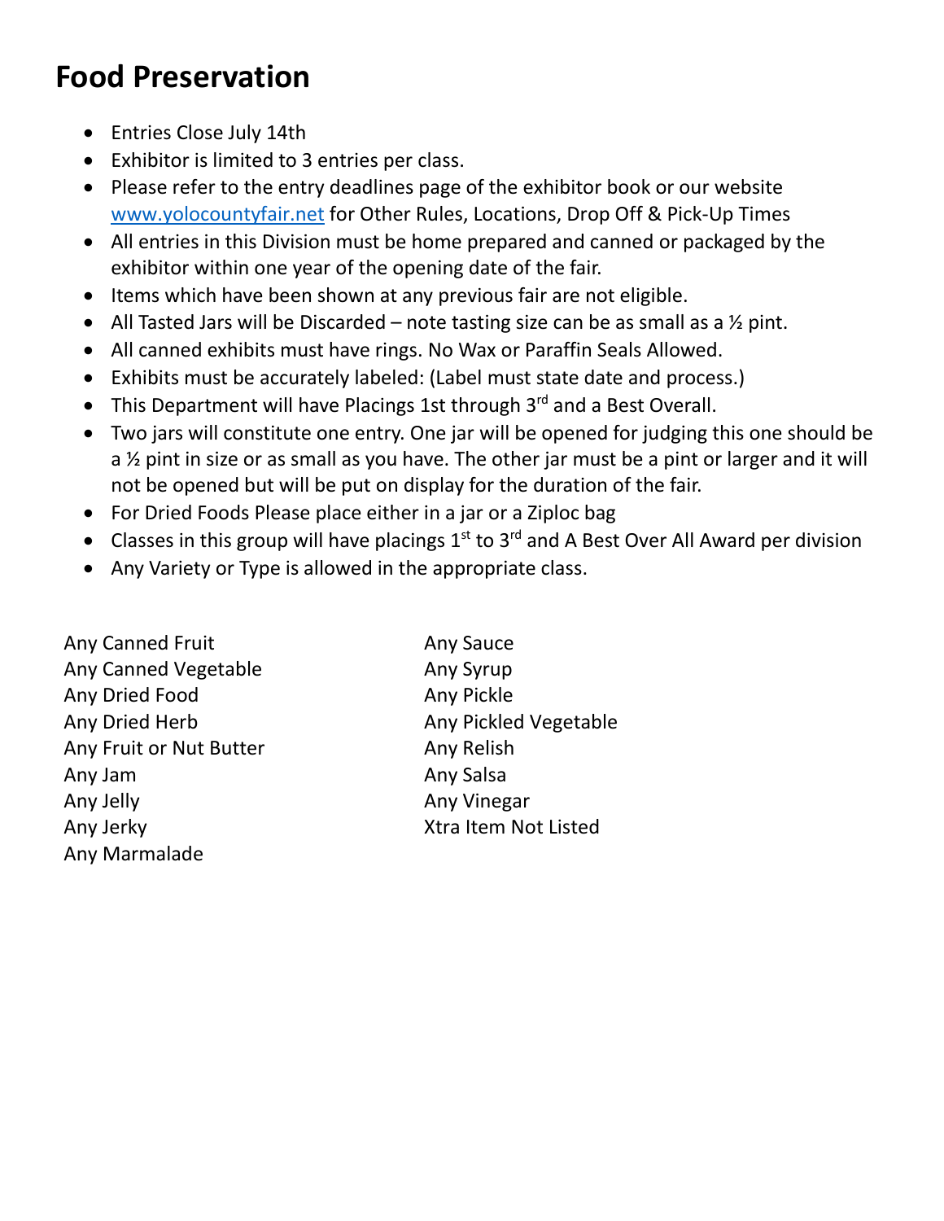# Food Preservation

- Entries Close July 14th
- Exhibitor is limited to 3 entries per class.
- Please refer to the entry deadlines page of the exhibitor book or our website www.yolocountyfair.net for Other Rules, Locations, Drop Off & Pick-Up Times
- All entries in this Division must be home prepared and canned or packaged by the exhibitor within one year of the opening date of the fair.
- Items which have been shown at any previous fair are not eligible.
- All Tasted Jars will be Discarded – note tasting size can be as small as a ½ pint.
- All canned exhibits must have rings. No Wax or Paraffin Seals Allowed.
- Exhibits must be accurately labeled: (Label must state date and process.)
- This Department will have Placings 1st through 3rd and a Best Overall.
- Two jars will constitute one entry. One jar will be opened for judging this one should be a ½ pint in size or as small as you have. The other jar must be a pint or larger and it will not be opened but will be put on display for the duration of the fair.
- For Dried Foods Please place either in a jar or a Ziploc bag
- Classes in this group will have placings 1st to 3rd and A Best Over All Award per division
- Any Variety or Type is allowed in the appropriate class.

Any Canned Fruit
Any Canned Vegetable
Any Dried Food
Any Dried Herb
Any Fruit or Nut Butter
Any Jam
Any Jelly
Any Jerky
Any Marmalade
Any Sauce
Any Syrup
Any Pickle
Any Pickled Vegetable
Any Relish
Any Salsa
Any Vinegar
Xtra Item Not Listed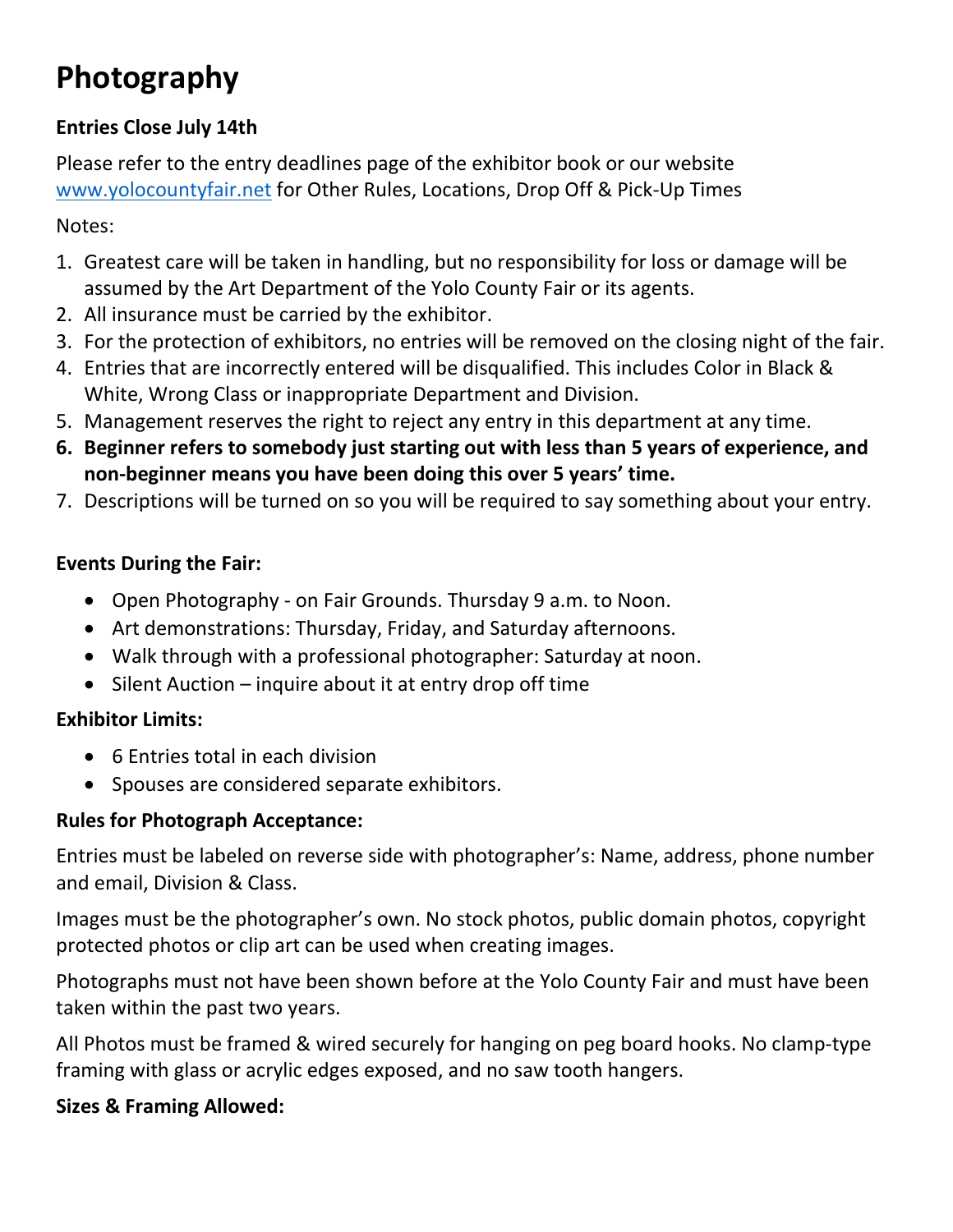# Photography

**Entries Close July 14th**

Please refer to the entry deadlines page of the exhibitor book or our website [www.yolocountyfair.net](www.yolocountyfair.net) for Other Rules, Locations, Drop Off & Pick-Up Times

Notes:

1. Greatest care will be taken in handling, but no responsibility for loss or damage will be assumed by the Art Department of the Yolo County Fair or its agents.
2. All insurance must be carried by the exhibitor.
3. For the protection of exhibitors, no entries will be removed on the closing night of the fair.
4. Entries that are incorrectly entered will be disqualified. This includes Color in Black & White, Wrong Class or inappropriate Department and Division.
5. Management reserves the right to reject any entry in this department at any time.
6. **Beginner refers to somebody just starting out with less than 5 years of experience, and non-beginner means you have been doing this over 5 years' time.**
7. Descriptions will be turned on so you will be required to say something about your entry.

**Events During the Fair:**

- Open Photography - on Fair Grounds. Thursday 9 a.m. to Noon.
- Art demonstrations: Thursday, Friday, and Saturday afternoons.
- Walk through with a professional photographer: Saturday at noon.
- Silent Auction – inquire about it at entry drop off time

**Exhibitor Limits:**

- 6 Entries total in each division
- Spouses are considered separate exhibitors.

**Rules for Photograph Acceptance:**

Entries must be labeled on reverse side with photographer's: Name, address, phone number and email, Division & Class.

Images must be the photographer's own. No stock photos, public domain photos, copyright protected photos or clip art can be used when creating images.

Photographs must not have been shown before at the Yolo County Fair and must have been taken within the past two years.

All Photos must be framed & wired securely for hanging on peg board hooks. No clamp-type framing with glass or acrylic edges exposed, and no saw tooth hangers.

**Sizes & Framing Allowed:**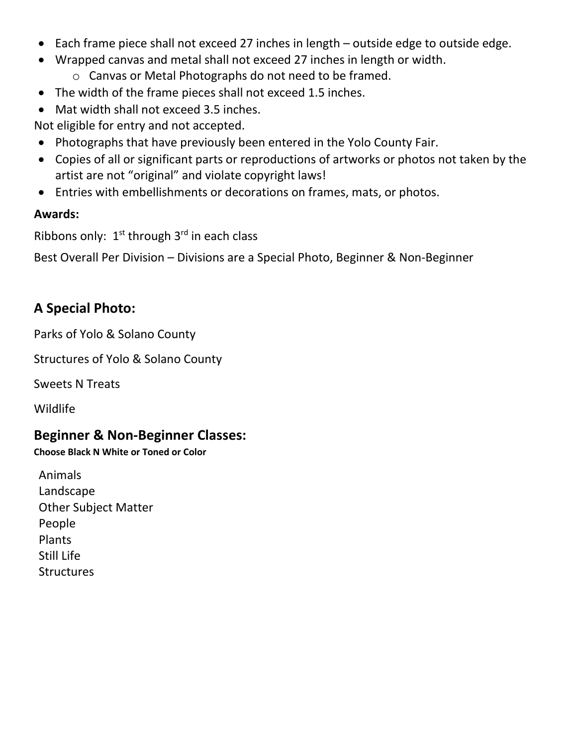- Each frame piece shall not exceed 27 inches in length – outside edge to outside edge.
- Wrapped canvas and metal shall not exceed 27 inches in length or width.
  - Canvas or Metal Photographs do not need to be framed.
- The width of the frame pieces shall not exceed 1.5 inches.
- Mat width shall not exceed 3.5 inches.

Not eligible for entry and not accepted.

- Photographs that have previously been entered in the Yolo County Fair.
- Copies of all or significant parts or reproductions of artworks or photos not taken by the artist are not "original" and violate copyright laws!
- Entries with embellishments or decorations on frames, mats, or photos.

**Awards:**

Ribbons only: 1st through 3rd in each class

Best Overall Per Division – Divisions are a Special Photo, Beginner & Non-Beginner

## A Special Photo:

Parks of Yolo & Solano County

Structures of Yolo & Solano County

Sweets N Treats

Wildlife

## Beginner & Non-Beginner Classes:

**Choose Black N White or Toned or Color**

Animals
Landscape
Other Subject Matter
People
Plants
Still Life
Structures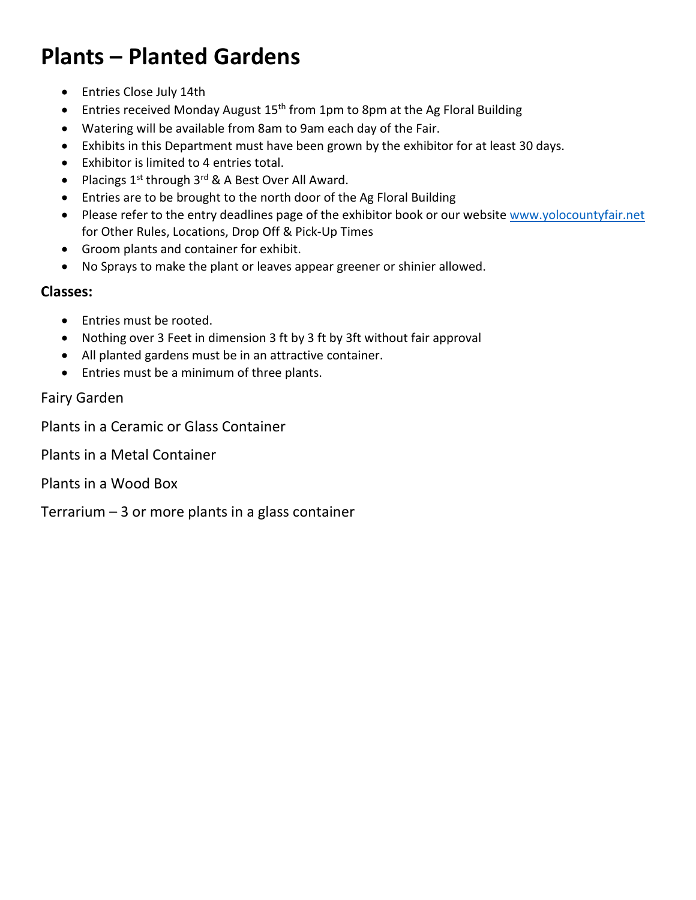# Plants – Planted Gardens

- Entries Close July 14th
- Entries received Monday August 15th from 1pm to 8pm at the Ag Floral Building
- Watering will be available from 8am to 9am each day of the Fair.
- Exhibits in this Department must have been grown by the exhibitor for at least 30 days.
- Exhibitor is limited to 4 entries total.
- Placings 1st through 3rd & A Best Over All Award.
- Entries are to be brought to the north door of the Ag Floral Building
- Please refer to the entry deadlines page of the exhibitor book or our website www.yolocountyfair.net for Other Rules, Locations, Drop Off & Pick-Up Times
- Groom plants and container for exhibit.
- No Sprays to make the plant or leaves appear greener or shinier allowed.

**Classes:**

- Entries must be rooted.
- Nothing over 3 Feet in dimension 3 ft by 3 ft by 3ft without fair approval
- All planted gardens must be in an attractive container.
- Entries must be a minimum of three plants.

Fairy Garden

Plants in a Ceramic or Glass Container

Plants in a Metal Container

Plants in a Wood Box

Terrarium – 3 or more plants in a glass container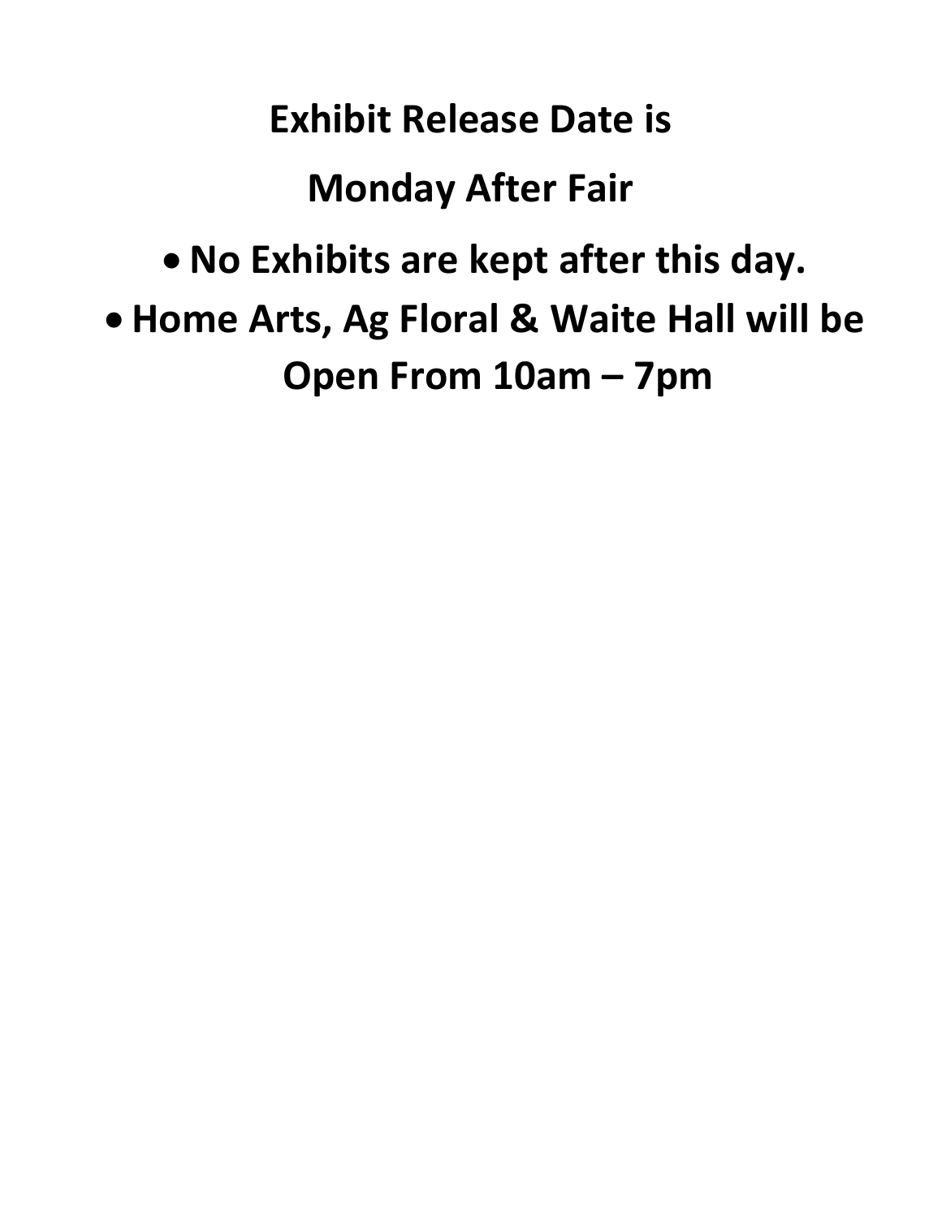**Exhibit Release Date is**

**Monday After Fair**

- **No Exhibits are kept after this day.**
- **Home Arts, Ag Floral & Waite Hall will be Open From 10am – 7pm**